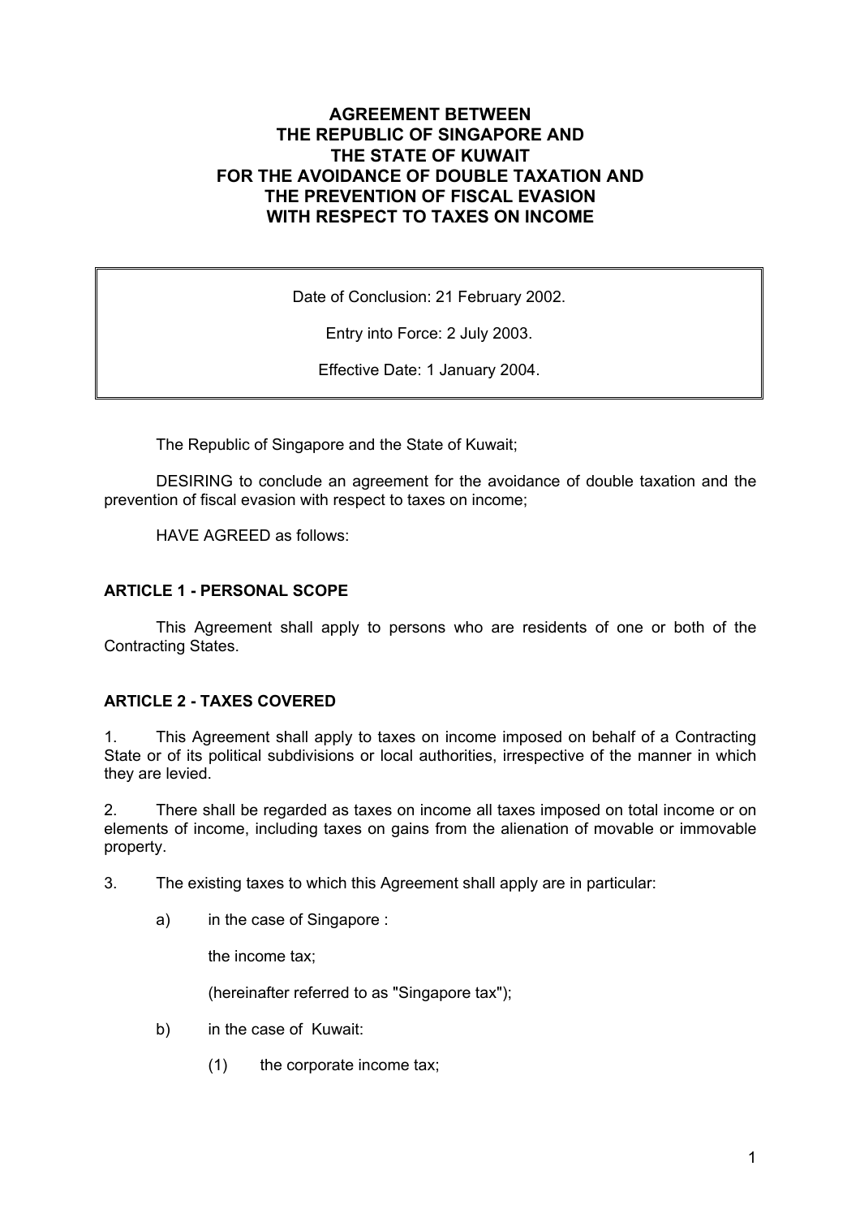# AGREEMENT BETWEEN THE REPUBLIC OF SINGAPORE AND THE STATE OF KUWAIT FOR THE AVOIDANCE OF DOUBLE TAXATION AND THE PREVENTION OF FISCAL EVASION WITH RESPECT TO TAXES ON INCOME

Date of Conclusion: 21 February 2002.

Entry into Force: 2 July 2003.

Effective Date: 1 January 2004.

The Republic of Singapore and the State of Kuwait;

DESIRING to conclude an agreement for the avoidance of double taxation and the prevention of fiscal evasion with respect to taxes on income;

HAVE AGREED as follows:

## ARTICLE 1 - PERSONAL SCOPE

This Agreement shall apply to persons who are residents of one or both of the Contracting States.

## ARTICLE 2 - TAXES COVERED

1. This Agreement shall apply to taxes on income imposed on behalf of a Contracting State or of its political subdivisions or local authorities, irrespective of the manner in which they are levied.

2. There shall be regarded as taxes on income all taxes imposed on total income or on elements of income, including taxes on gains from the alienation of movable or immovable property.

3. The existing taxes to which this Agreement shall apply are in particular:

   a) in the case of Singapore :

      the income tax;

      (hereinafter referred to as "Singapore tax");

   b) in the case of Kuwait:

      (1) the corporate income tax;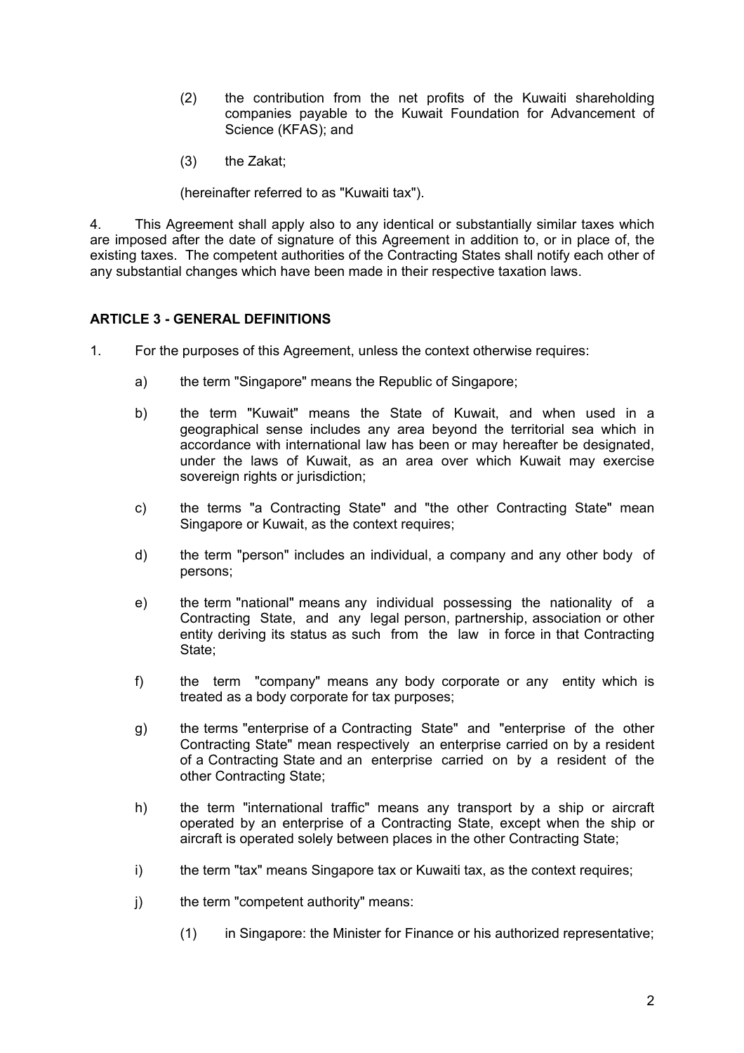(2) the contribution from the net profits of the Kuwaiti shareholding companies payable to the Kuwait Foundation for Advancement of Science (KFAS); and

(3) the Zakat;

(hereinafter referred to as "Kuwaiti tax").

4. This Agreement shall apply also to any identical or substantially similar taxes which are imposed after the date of signature of this Agreement in addition to, or in place of, the existing taxes. The competent authorities of the Contracting States shall notify each other of any substantial changes which have been made in their respective taxation laws.

**ARTICLE 3 - GENERAL DEFINITIONS**

1. For the purposes of this Agreement, unless the context otherwise requires:

a) the term "Singapore" means the Republic of Singapore;

b) the term "Kuwait" means the State of Kuwait, and when used in a geographical sense includes any area beyond the territorial sea which in accordance with international law has been or may hereafter be designated, under the laws of Kuwait, as an area over which Kuwait may exercise sovereign rights or jurisdiction;

c) the terms "a Contracting State" and "the other Contracting State" mean Singapore or Kuwait, as the context requires;

d) the term "person" includes an individual, a company and any other body of persons;

e) the term "national" means any individual possessing the nationality of a Contracting State, and any legal person, partnership, association or other entity deriving its status as such from the law in force in that Contracting State;

f) the term "company" means any body corporate or any entity which is treated as a body corporate for tax purposes;

g) the terms "enterprise of a Contracting State" and "enterprise of the other Contracting State" mean respectively an enterprise carried on by a resident of a Contracting State and an enterprise carried on by a resident of the other Contracting State;

h) the term "international traffic" means any transport by a ship or aircraft operated by an enterprise of a Contracting State, except when the ship or aircraft is operated solely between places in the other Contracting State;

i) the term "tax" means Singapore tax or Kuwaiti tax, as the context requires;

j) the term "competent authority" means:

(1) in Singapore: the Minister for Finance or his authorized representative;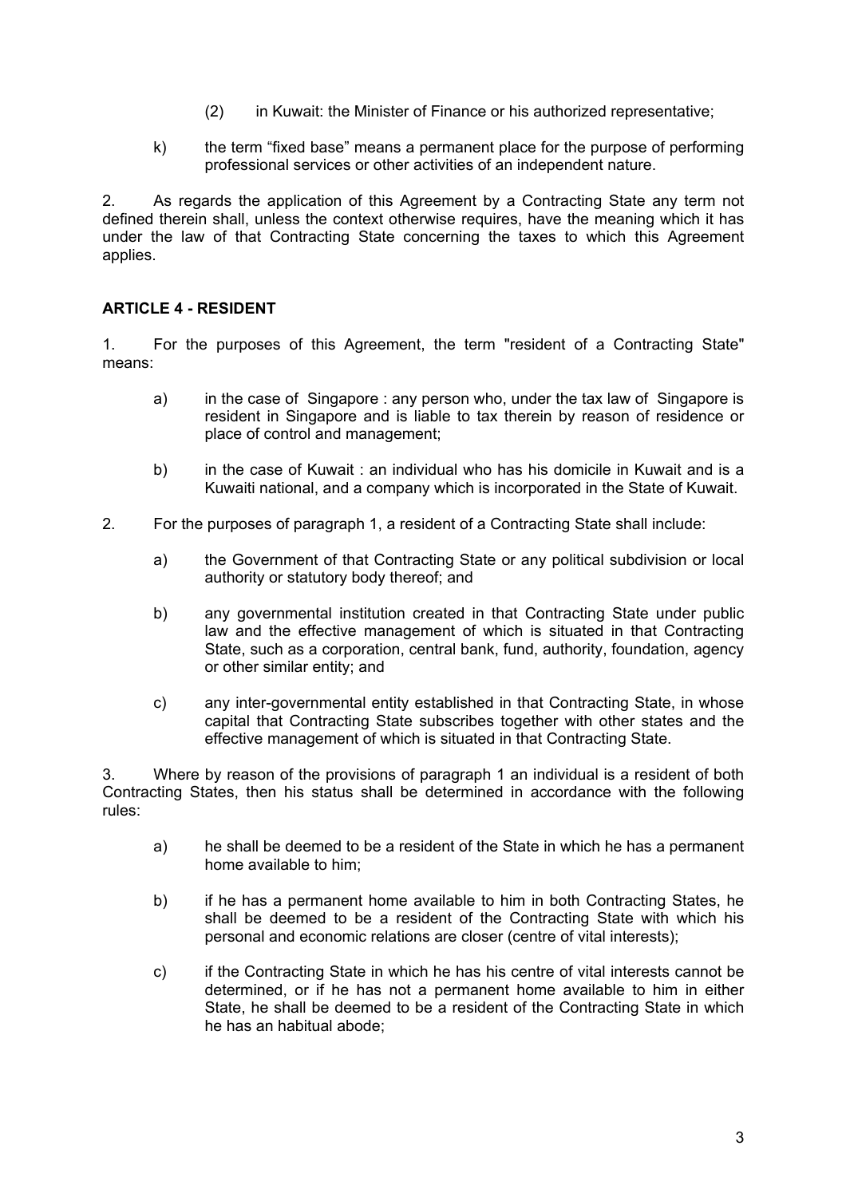(2) in Kuwait: the Minister of Finance or his authorized representative;

k) the term “fixed base” means a permanent place for the purpose of performing professional services or other activities of an independent nature.

2. As regards the application of this Agreement by a Contracting State any term not defined therein shall, unless the context otherwise requires, have the meaning which it has under the law of that Contracting State concerning the taxes to which this Agreement applies.

## ARTICLE 4 - RESIDENT

1. For the purposes of this Agreement, the term "resident of a Contracting State" means:

   a) in the case of Singapore : any person who, under the tax law of Singapore is resident in Singapore and is liable to tax therein by reason of residence or place of control and management;

   b) in the case of Kuwait : an individual who has his domicile in Kuwait and is a Kuwaiti national, and a company which is incorporated in the State of Kuwait.

2. For the purposes of paragraph 1, a resident of a Contracting State shall include:

   a) the Government of that Contracting State or any political subdivision or local authority or statutory body thereof; and

   b) any governmental institution created in that Contracting State under public law and the effective management of which is situated in that Contracting State, such as a corporation, central bank, fund, authority, foundation, agency or other similar entity; and

   c) any inter-governmental entity established in that Contracting State, in whose capital that Contracting State subscribes together with other states and the effective management of which is situated in that Contracting State.

3. Where by reason of the provisions of paragraph 1 an individual is a resident of both Contracting States, then his status shall be determined in accordance with the following rules:

   a) he shall be deemed to be a resident of the State in which he has a permanent home available to him;

   b) if he has a permanent home available to him in both Contracting States, he shall be deemed to be a resident of the Contracting State with which his personal and economic relations are closer (centre of vital interests);

   c) if the Contracting State in which he has his centre of vital interests cannot be determined, or if he has not a permanent home available to him in either State, he shall be deemed to be a resident of the Contracting State in which he has an habitual abode;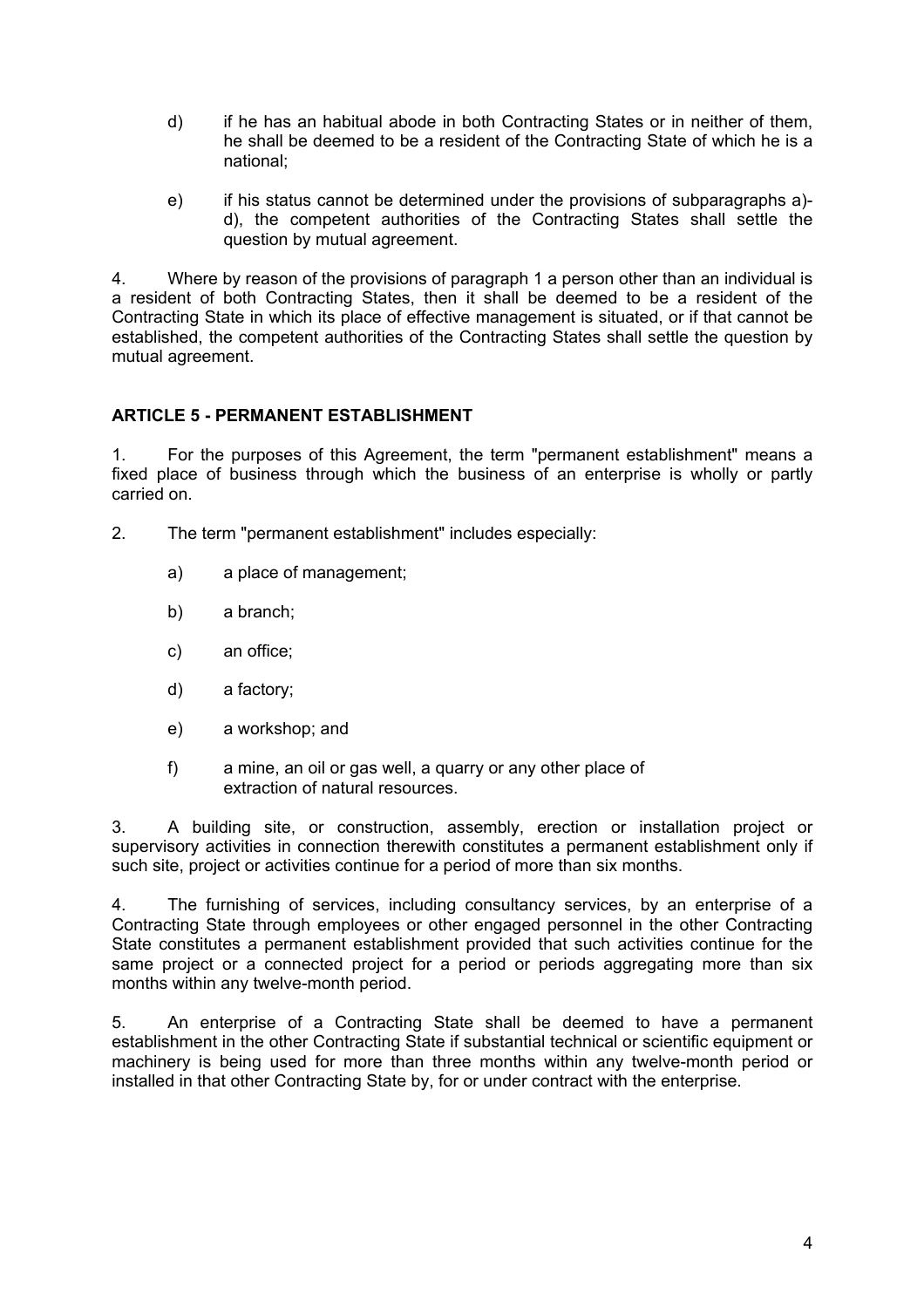d) if he has an habitual abode in both Contracting States or in neither of them, he shall be deemed to be a resident of the Contracting State of which he is a national;

e) if his status cannot be determined under the provisions of subparagraphs a)-d), the competent authorities of the Contracting States shall settle the question by mutual agreement.

4. Where by reason of the provisions of paragraph 1 a person other than an individual is a resident of both Contracting States, then it shall be deemed to be a resident of the Contracting State in which its place of effective management is situated, or if that cannot be established, the competent authorities of the Contracting States shall settle the question by mutual agreement.

## ARTICLE 5 - PERMANENT ESTABLISHMENT

1. For the purposes of this Agreement, the term "permanent establishment" means a fixed place of business through which the business of an enterprise is wholly or partly carried on.

2. The term "permanent establishment" includes especially:

   a) a place of management;

   b) a branch;

   c) an office;

   d) a factory;

   e) a workshop; and

   f) a mine, an oil or gas well, a quarry or any other place of extraction of natural resources.

3. A building site, or construction, assembly, erection or installation project or supervisory activities in connection therewith constitutes a permanent establishment only if such site, project or activities continue for a period of more than six months.

4. The furnishing of services, including consultancy services, by an enterprise of a Contracting State through employees or other engaged personnel in the other Contracting State constitutes a permanent establishment provided that such activities continue for the same project or a connected project for a period or periods aggregating more than six months within any twelve-month period.

5. An enterprise of a Contracting State shall be deemed to have a permanent establishment in the other Contracting State if substantial technical or scientific equipment or machinery is being used for more than three months within any twelve-month period or installed in that other Contracting State by, for or under contract with the enterprise.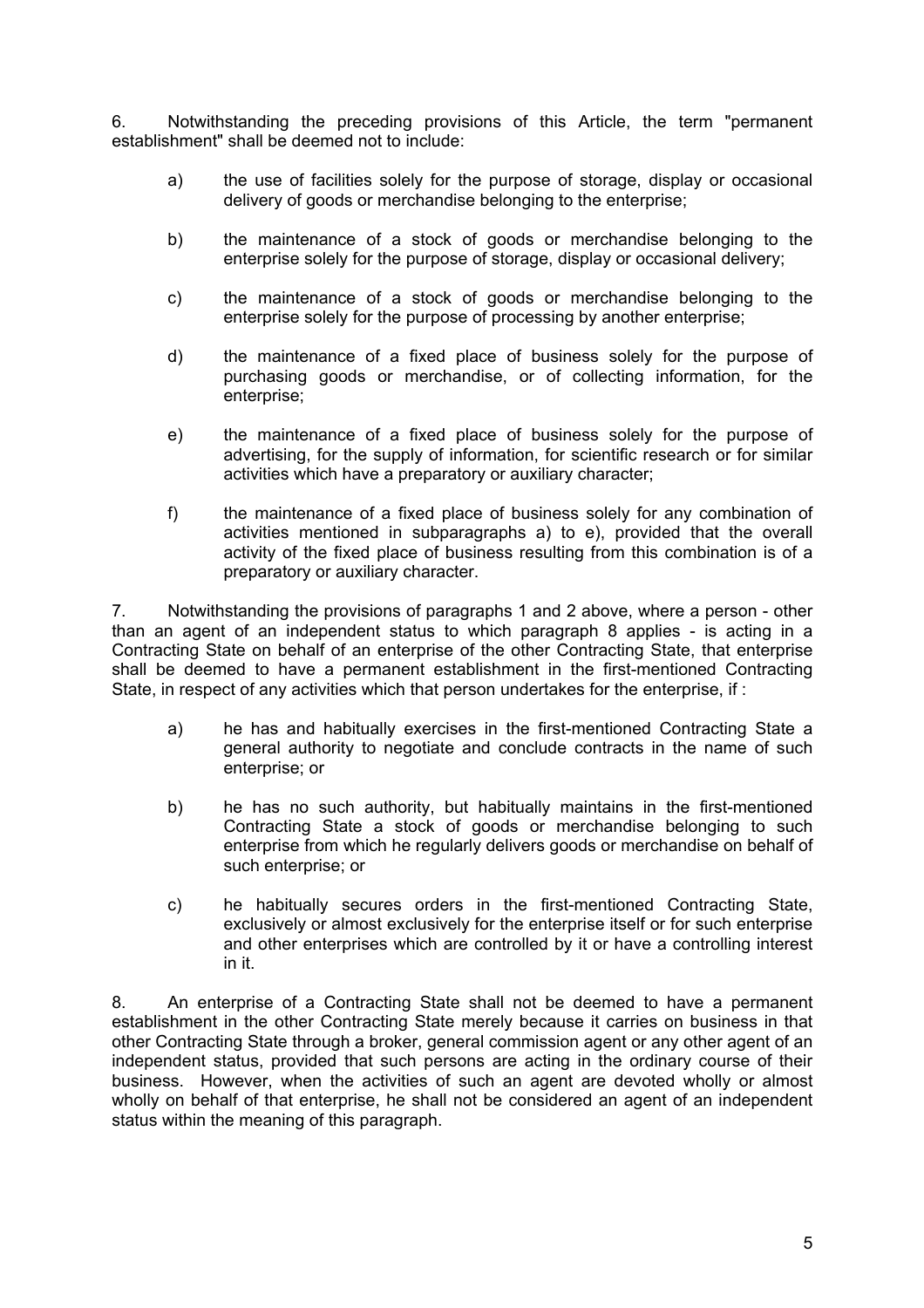6. Notwithstanding the preceding provisions of this Article, the term "permanent establishment" shall be deemed not to include:

a) the use of facilities solely for the purpose of storage, display or occasional delivery of goods or merchandise belonging to the enterprise;

b) the maintenance of a stock of goods or merchandise belonging to the enterprise solely for the purpose of storage, display or occasional delivery;

c) the maintenance of a stock of goods or merchandise belonging to the enterprise solely for the purpose of processing by another enterprise;

d) the maintenance of a fixed place of business solely for the purpose of purchasing goods or merchandise, or of collecting information, for the enterprise;

e) the maintenance of a fixed place of business solely for the purpose of advertising, for the supply of information, for scientific research or for similar activities which have a preparatory or auxiliary character;

f) the maintenance of a fixed place of business solely for any combination of activities mentioned in subparagraphs a) to e), provided that the overall activity of the fixed place of business resulting from this combination is of a preparatory or auxiliary character.

7. Notwithstanding the provisions of paragraphs 1 and 2 above, where a person - other than an agent of an independent status to which paragraph 8 applies - is acting in a Contracting State on behalf of an enterprise of the other Contracting State, that enterprise shall be deemed to have a permanent establishment in the first-mentioned Contracting State, in respect of any activities which that person undertakes for the enterprise, if :

a) he has and habitually exercises in the first-mentioned Contracting State a general authority to negotiate and conclude contracts in the name of such enterprise; or

b) he has no such authority, but habitually maintains in the first-mentioned Contracting State a stock of goods or merchandise belonging to such enterprise from which he regularly delivers goods or merchandise on behalf of such enterprise; or

c) he habitually secures orders in the first-mentioned Contracting State, exclusively or almost exclusively for the enterprise itself or for such enterprise and other enterprises which are controlled by it or have a controlling interest in it.

8. An enterprise of a Contracting State shall not be deemed to have a permanent establishment in the other Contracting State merely because it carries on business in that other Contracting State through a broker, general commission agent or any other agent of an independent status, provided that such persons are acting in the ordinary course of their business. However, when the activities of such an agent are devoted wholly or almost wholly on behalf of that enterprise, he shall not be considered an agent of an independent status within the meaning of this paragraph.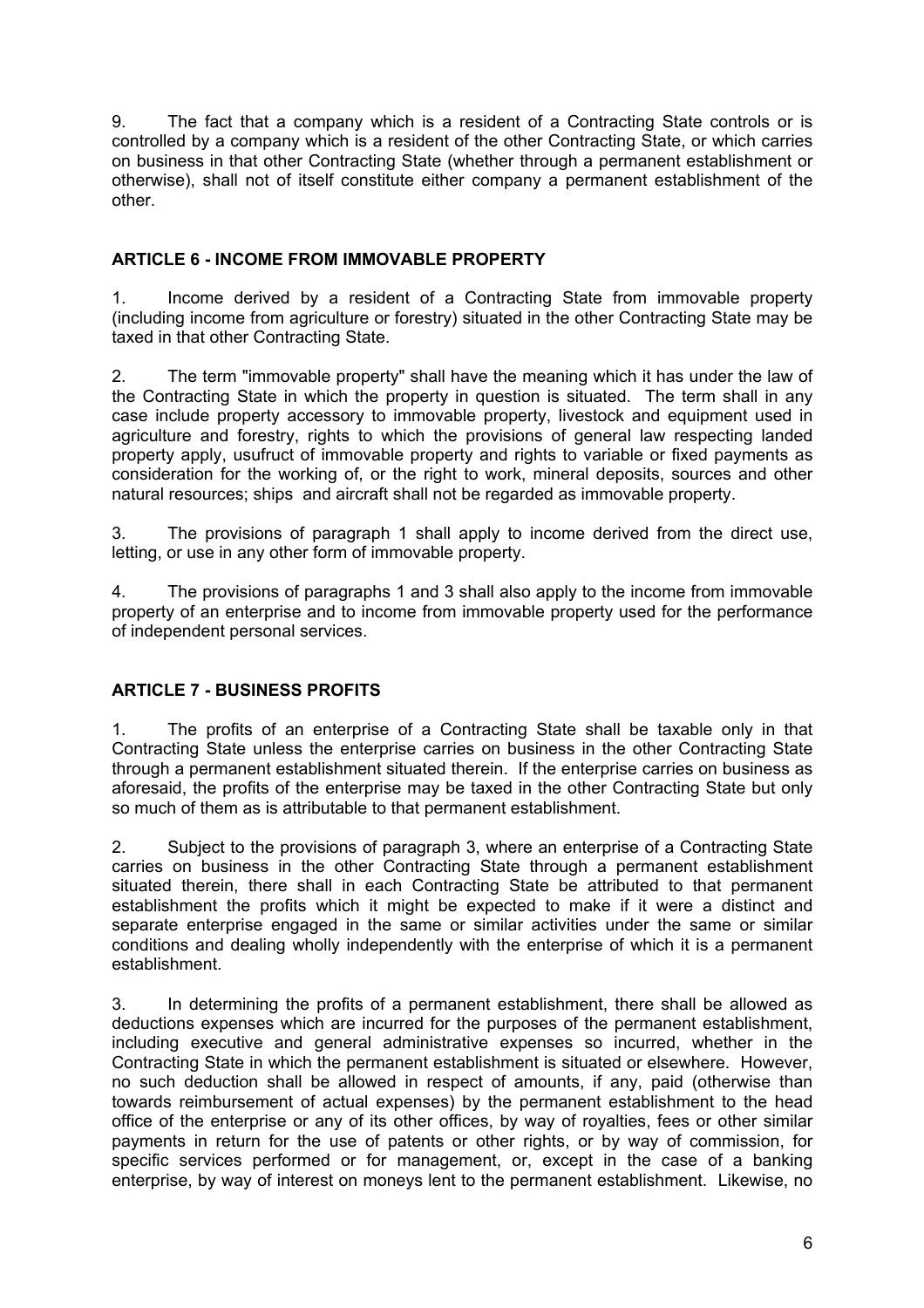9. The fact that a company which is a resident of a Contracting State controls or is controlled by a company which is a resident of the other Contracting State, or which carries on business in that other Contracting State (whether through a permanent establishment or otherwise), shall not of itself constitute either company a permanent establishment of the other.

### ARTICLE 6 - INCOME FROM IMMOVABLE PROPERTY

1. Income derived by a resident of a Contracting State from immovable property (including income from agriculture or forestry) situated in the other Contracting State may be taxed in that other Contracting State.

2. The term "immovable property" shall have the meaning which it has under the law of the Contracting State in which the property in question is situated. The term shall in any case include property accessory to immovable property, livestock and equipment used in agriculture and forestry, rights to which the provisions of general law respecting landed property apply, usufruct of immovable property and rights to variable or fixed payments as consideration for the working of, or the right to work, mineral deposits, sources and other natural resources; ships and aircraft shall not be regarded as immovable property.

3. The provisions of paragraph 1 shall apply to income derived from the direct use, letting, or use in any other form of immovable property.

4. The provisions of paragraphs 1 and 3 shall also apply to the income from immovable property of an enterprise and to income from immovable property used for the performance of independent personal services.

### ARTICLE 7 - BUSINESS PROFITS

1. The profits of an enterprise of a Contracting State shall be taxable only in that Contracting State unless the enterprise carries on business in the other Contracting State through a permanent establishment situated therein. If the enterprise carries on business as aforesaid, the profits of the enterprise may be taxed in the other Contracting State but only so much of them as is attributable to that permanent establishment.

2. Subject to the provisions of paragraph 3, where an enterprise of a Contracting State carries on business in the other Contracting State through a permanent establishment situated therein, there shall in each Contracting State be attributed to that permanent establishment the profits which it might be expected to make if it were a distinct and separate enterprise engaged in the same or similar activities under the same or similar conditions and dealing wholly independently with the enterprise of which it is a permanent establishment.

3. In determining the profits of a permanent establishment, there shall be allowed as deductions expenses which are incurred for the purposes of the permanent establishment, including executive and general administrative expenses so incurred, whether in the Contracting State in which the permanent establishment is situated or elsewhere. However, no such deduction shall be allowed in respect of amounts, if any, paid (otherwise than towards reimbursement of actual expenses) by the permanent establishment to the head office of the enterprise or any of its other offices, by way of royalties, fees or other similar payments in return for the use of patents or other rights, or by way of commission, for specific services performed or for management, or, except in the case of a banking enterprise, by way of interest on moneys lent to the permanent establishment. Likewise, no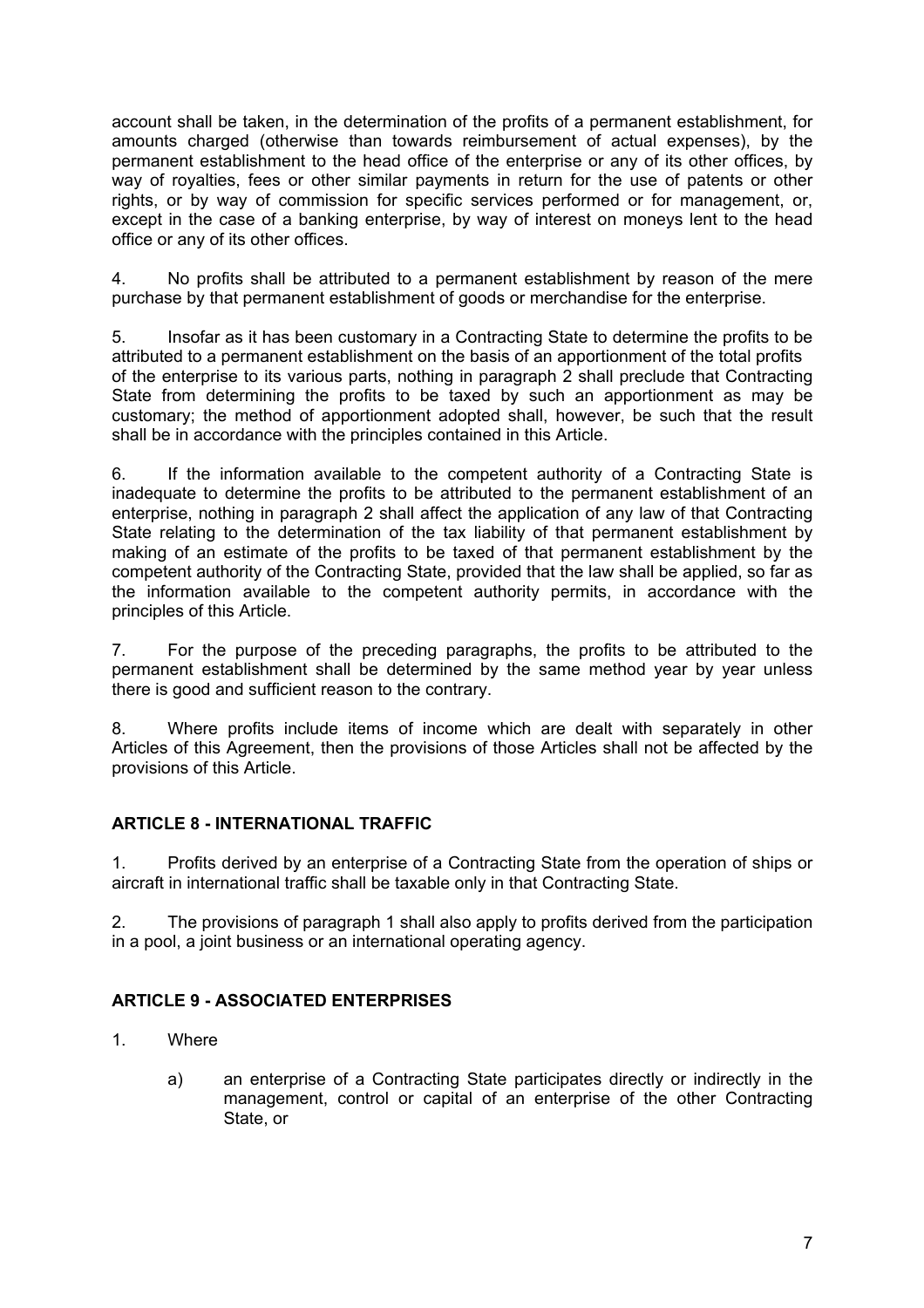account shall be taken, in the determination of the profits of a permanent establishment, for amounts charged (otherwise than towards reimbursement of actual expenses), by the permanent establishment to the head office of the enterprise or any of its other offices, by way of royalties, fees or other similar payments in return for the use of patents or other rights, or by way of commission for specific services performed or for management, or, except in the case of a banking enterprise, by way of interest on moneys lent to the head office or any of its other offices.

4. No profits shall be attributed to a permanent establishment by reason of the mere purchase by that permanent establishment of goods or merchandise for the enterprise.

5. Insofar as it has been customary in a Contracting State to determine the profits to be attributed to a permanent establishment on the basis of an apportionment of the total profits of the enterprise to its various parts, nothing in paragraph 2 shall preclude that Contracting State from determining the profits to be taxed by such an apportionment as may be customary; the method of apportionment adopted shall, however, be such that the result shall be in accordance with the principles contained in this Article.

6. If the information available to the competent authority of a Contracting State is inadequate to determine the profits to be attributed to the permanent establishment of an enterprise, nothing in paragraph 2 shall affect the application of any law of that Contracting State relating to the determination of the tax liability of that permanent establishment by making of an estimate of the profits to be taxed of that permanent establishment by the competent authority of the Contracting State, provided that the law shall be applied, so far as the information available to the competent authority permits, in accordance with the principles of this Article.

7. For the purpose of the preceding paragraphs, the profits to be attributed to the permanent establishment shall be determined by the same method year by year unless there is good and sufficient reason to the contrary.

8. Where profits include items of income which are dealt with separately in other Articles of this Agreement, then the provisions of those Articles shall not be affected by the provisions of this Article.

## ARTICLE 8 - INTERNATIONAL TRAFFIC

1. Profits derived by an enterprise of a Contracting State from the operation of ships or aircraft in international traffic shall be taxable only in that Contracting State.

2. The provisions of paragraph 1 shall also apply to profits derived from the participation in a pool, a joint business or an international operating agency.

## ARTICLE 9 - ASSOCIATED ENTERPRISES

1. Where

   a) an enterprise of a Contracting State participates directly or indirectly in the management, control or capital of an enterprise of the other Contracting State, or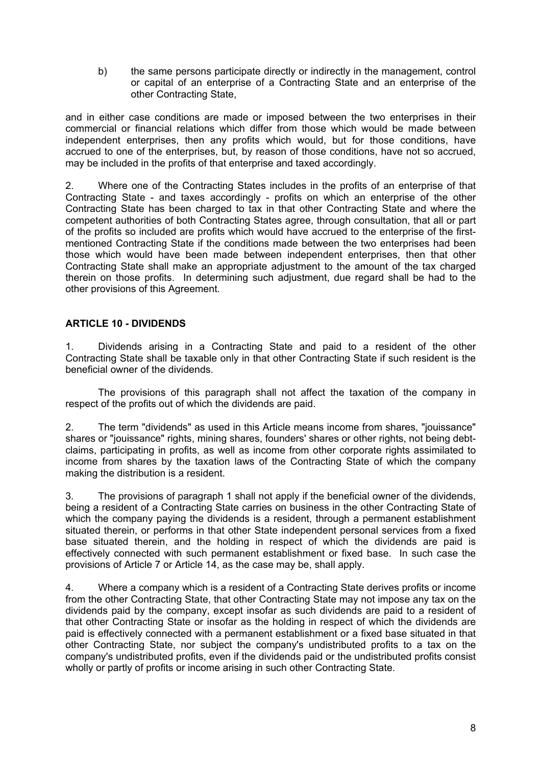b) the same persons participate directly or indirectly in the management, control or capital of an enterprise of a Contracting State and an enterprise of the other Contracting State,

and in either case conditions are made or imposed between the two enterprises in their commercial or financial relations which differ from those which would be made between independent enterprises, then any profits which would, but for those conditions, have accrued to one of the enterprises, but, by reason of those conditions, have not so accrued, may be included in the profits of that enterprise and taxed accordingly.

2. Where one of the Contracting States includes in the profits of an enterprise of that Contracting State - and taxes accordingly - profits on which an enterprise of the other Contracting State has been charged to tax in that other Contracting State and where the competent authorities of both Contracting States agree, through consultation, that all or part of the profits so included are profits which would have accrued to the enterprise of the first-mentioned Contracting State if the conditions made between the two enterprises had been those which would have been made between independent enterprises, then that other Contracting State shall make an appropriate adjustment to the amount of the tax charged therein on those profits. In determining such adjustment, due regard shall be had to the other provisions of this Agreement.

## ARTICLE 10 - DIVIDENDS

1. Dividends arising in a Contracting State and paid to a resident of the other Contracting State shall be taxable only in that other Contracting State if such resident is the beneficial owner of the dividends.

The provisions of this paragraph shall not affect the taxation of the company in respect of the profits out of which the dividends are paid.

2. The term "dividends" as used in this Article means income from shares, "jouissance" shares or "jouissance" rights, mining shares, founders' shares or other rights, not being debt-claims, participating in profits, as well as income from other corporate rights assimilated to income from shares by the taxation laws of the Contracting State of which the company making the distribution is a resident.

3. The provisions of paragraph 1 shall not apply if the beneficial owner of the dividends, being a resident of a Contracting State carries on business in the other Contracting State of which the company paying the dividends is a resident, through a permanent establishment situated therein, or performs in that other State independent personal services from a fixed base situated therein, and the holding in respect of which the dividends are paid is effectively connected with such permanent establishment or fixed base. In such case the provisions of Article 7 or Article 14, as the case may be, shall apply.

4. Where a company which is a resident of a Contracting State derives profits or income from the other Contracting State, that other Contracting State may not impose any tax on the dividends paid by the company, except insofar as such dividends are paid to a resident of that other Contracting State or insofar as the holding in respect of which the dividends are paid is effectively connected with a permanent establishment or a fixed base situated in that other Contracting State, nor subject the company's undistributed profits to a tax on the company's undistributed profits, even if the dividends paid or the undistributed profits consist wholly or partly of profits or income arising in such other Contracting State.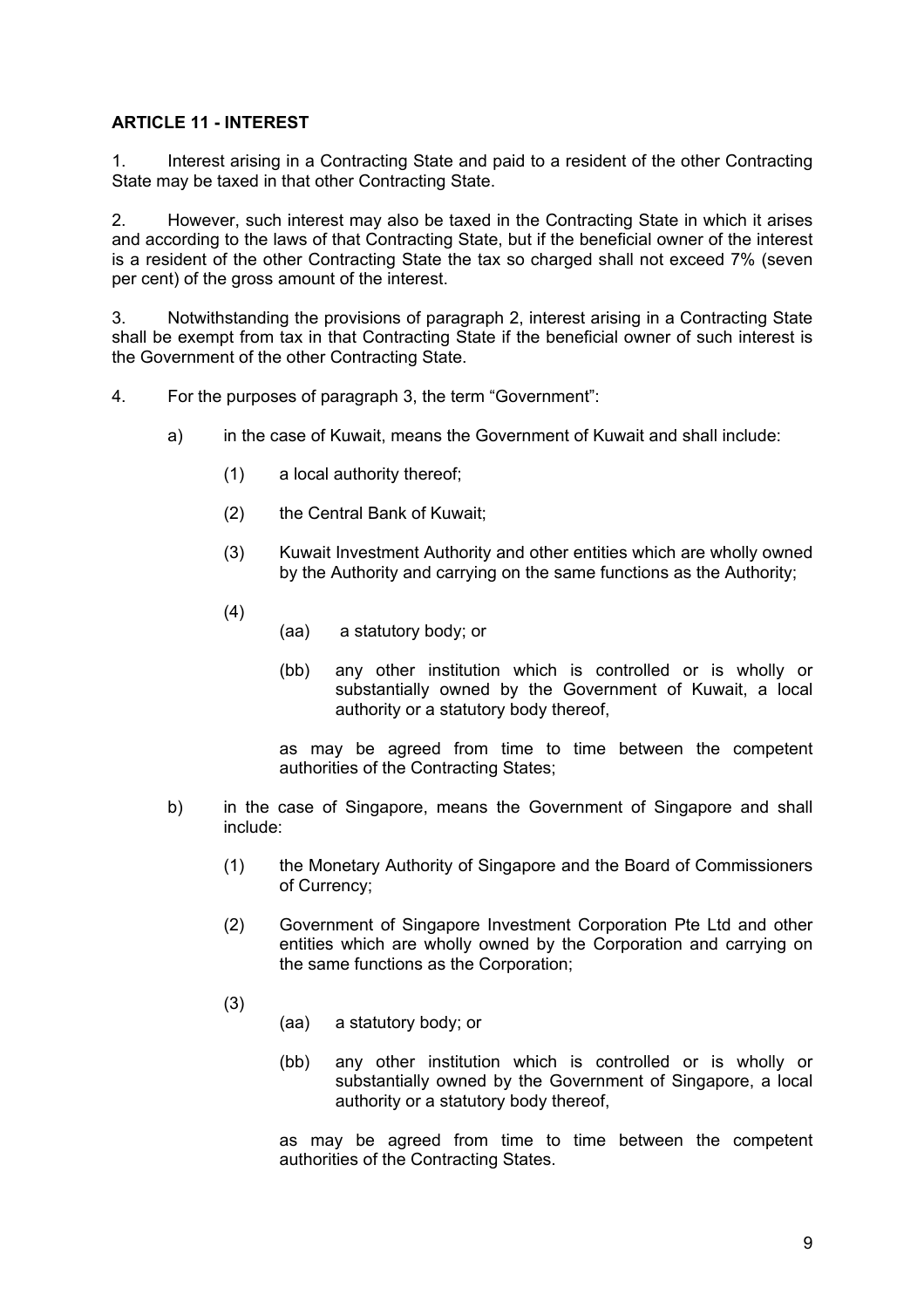**ARTICLE 11 - INTEREST**

1. Interest arising in a Contracting State and paid to a resident of the other Contracting State may be taxed in that other Contracting State.

2. However, such interest may also be taxed in the Contracting State in which it arises and according to the laws of that Contracting State, but if the beneficial owner of the interest is a resident of the other Contracting State the tax so charged shall not exceed 7% (seven per cent) of the gross amount of the interest.

3. Notwithstanding the provisions of paragraph 2, interest arising in a Contracting State shall be exempt from tax in that Contracting State if the beneficial owner of such interest is the Government of the other Contracting State.

4. For the purposes of paragraph 3, the term "Government":

   a) in the case of Kuwait, means the Government of Kuwait and shall include:

      (1) a local authority thereof;

      (2) the Central Bank of Kuwait;

      (3) Kuwait Investment Authority and other entities which are wholly owned by the Authority and carrying on the same functions as the Authority;

      (4)
         (aa) a statutory body; or

         (bb) any other institution which is controlled or is wholly or substantially owned by the Government of Kuwait, a local authority or a statutory body thereof,

      as may be agreed from time to time between the competent authorities of the Contracting States;

   b) in the case of Singapore, means the Government of Singapore and shall include:

      (1) the Monetary Authority of Singapore and the Board of Commissioners of Currency;

      (2) Government of Singapore Investment Corporation Pte Ltd and other entities which are wholly owned by the Corporation and carrying on the same functions as the Corporation;

      (3)
         (aa) a statutory body; or

         (bb) any other institution which is controlled or is wholly or substantially owned by the Government of Singapore, a local authority or a statutory body thereof,

      as may be agreed from time to time between the competent authorities of the Contracting States.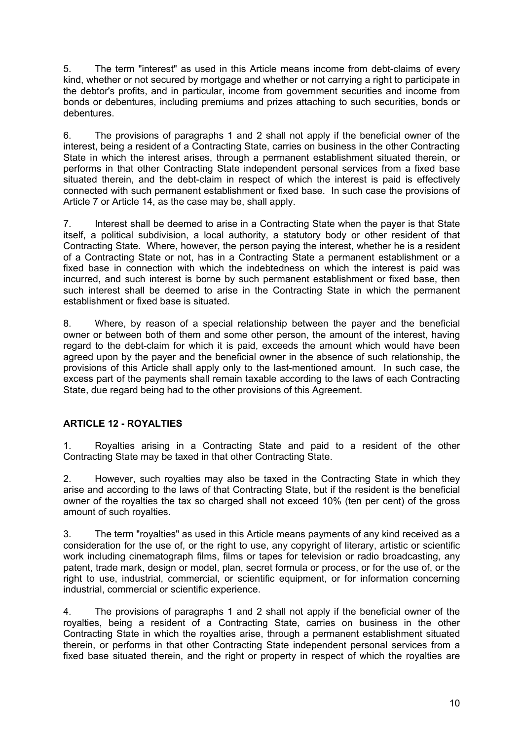5. The term "interest" as used in this Article means income from debt-claims of every kind, whether or not secured by mortgage and whether or not carrying a right to participate in the debtor's profits, and in particular, income from government securities and income from bonds or debentures, including premiums and prizes attaching to such securities, bonds or debentures.

6. The provisions of paragraphs 1 and 2 shall not apply if the beneficial owner of the interest, being a resident of a Contracting State, carries on business in the other Contracting State in which the interest arises, through a permanent establishment situated therein, or performs in that other Contracting State independent personal services from a fixed base situated therein, and the debt-claim in respect of which the interest is paid is effectively connected with such permanent establishment or fixed base. In such case the provisions of Article 7 or Article 14, as the case may be, shall apply.

7. Interest shall be deemed to arise in a Contracting State when the payer is that State itself, a political subdivision, a local authority, a statutory body or other resident of that Contracting State. Where, however, the person paying the interest, whether he is a resident of a Contracting State or not, has in a Contracting State a permanent establishment or a fixed base in connection with which the indebtedness on which the interest is paid was incurred, and such interest is borne by such permanent establishment or fixed base, then such interest shall be deemed to arise in the Contracting State in which the permanent establishment or fixed base is situated.

8. Where, by reason of a special relationship between the payer and the beneficial owner or between both of them and some other person, the amount of the interest, having regard to the debt-claim for which it is paid, exceeds the amount which would have been agreed upon by the payer and the beneficial owner in the absence of such relationship, the provisions of this Article shall apply only to the last-mentioned amount. In such case, the excess part of the payments shall remain taxable according to the laws of each Contracting State, due regard being had to the other provisions of this Agreement.

## ARTICLE 12 - ROYALTIES

1. Royalties arising in a Contracting State and paid to a resident of the other Contracting State may be taxed in that other Contracting State.

2. However, such royalties may also be taxed in the Contracting State in which they arise and according to the laws of that Contracting State, but if the resident is the beneficial owner of the royalties the tax so charged shall not exceed 10% (ten per cent) of the gross amount of such royalties.

3. The term "royalties" as used in this Article means payments of any kind received as a consideration for the use of, or the right to use, any copyright of literary, artistic or scientific work including cinematograph films, films or tapes for television or radio broadcasting, any patent, trade mark, design or model, plan, secret formula or process, or for the use of, or the right to use, industrial, commercial, or scientific equipment, or for information concerning industrial, commercial or scientific experience.

4. The provisions of paragraphs 1 and 2 shall not apply if the beneficial owner of the royalties, being a resident of a Contracting State, carries on business in the other Contracting State in which the royalties arise, through a permanent establishment situated therein, or performs in that other Contracting State independent personal services from a fixed base situated therein, and the right or property in respect of which the royalties are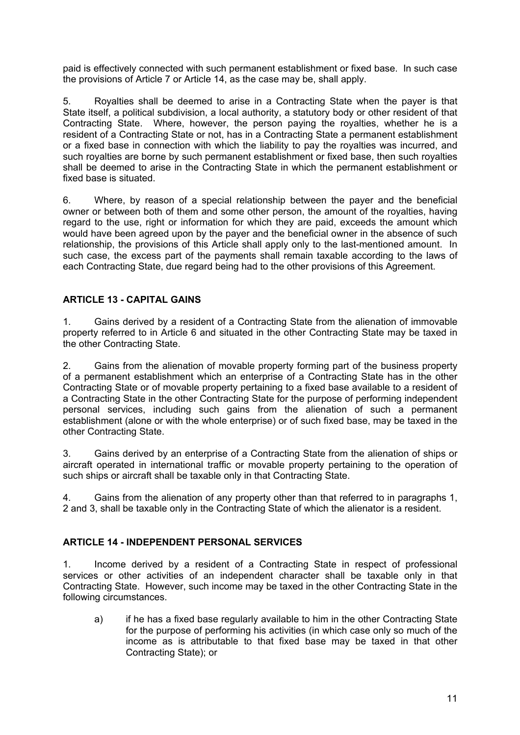paid is effectively connected with such permanent establishment or fixed base. In such case the provisions of Article 7 or Article 14, as the case may be, shall apply.

5. Royalties shall be deemed to arise in a Contracting State when the payer is that State itself, a political subdivision, a local authority, a statutory body or other resident of that Contracting State. Where, however, the person paying the royalties, whether he is a resident of a Contracting State or not, has in a Contracting State a permanent establishment or a fixed base in connection with which the liability to pay the royalties was incurred, and such royalties are borne by such permanent establishment or fixed base, then such royalties shall be deemed to arise in the Contracting State in which the permanent establishment or fixed base is situated.

6. Where, by reason of a special relationship between the payer and the beneficial owner or between both of them and some other person, the amount of the royalties, having regard to the use, right or information for which they are paid, exceeds the amount which would have been agreed upon by the payer and the beneficial owner in the absence of such relationship, the provisions of this Article shall apply only to the last-mentioned amount. In such case, the excess part of the payments shall remain taxable according to the laws of each Contracting State, due regard being had to the other provisions of this Agreement.

## ARTICLE 13 - CAPITAL GAINS

1. Gains derived by a resident of a Contracting State from the alienation of immovable property referred to in Article 6 and situated in the other Contracting State may be taxed in the other Contracting State.

2. Gains from the alienation of movable property forming part of the business property of a permanent establishment which an enterprise of a Contracting State has in the other Contracting State or of movable property pertaining to a fixed base available to a resident of a Contracting State in the other Contracting State for the purpose of performing independent personal services, including such gains from the alienation of such a permanent establishment (alone or with the whole enterprise) or of such fixed base, may be taxed in the other Contracting State.

3. Gains derived by an enterprise of a Contracting State from the alienation of ships or aircraft operated in international traffic or movable property pertaining to the operation of such ships or aircraft shall be taxable only in that Contracting State.

4. Gains from the alienation of any property other than that referred to in paragraphs 1, 2 and 3, shall be taxable only in the Contracting State of which the alienator is a resident.

## ARTICLE 14 - INDEPENDENT PERSONAL SERVICES

1. Income derived by a resident of a Contracting State in respect of professional services or other activities of an independent character shall be taxable only in that Contracting State. However, such income may be taxed in the other Contracting State in the following circumstances.

   a) if he has a fixed base regularly available to him in the other Contracting State for the purpose of performing his activities (in which case only so much of the income as is attributable to that fixed base may be taxed in that other Contracting State); or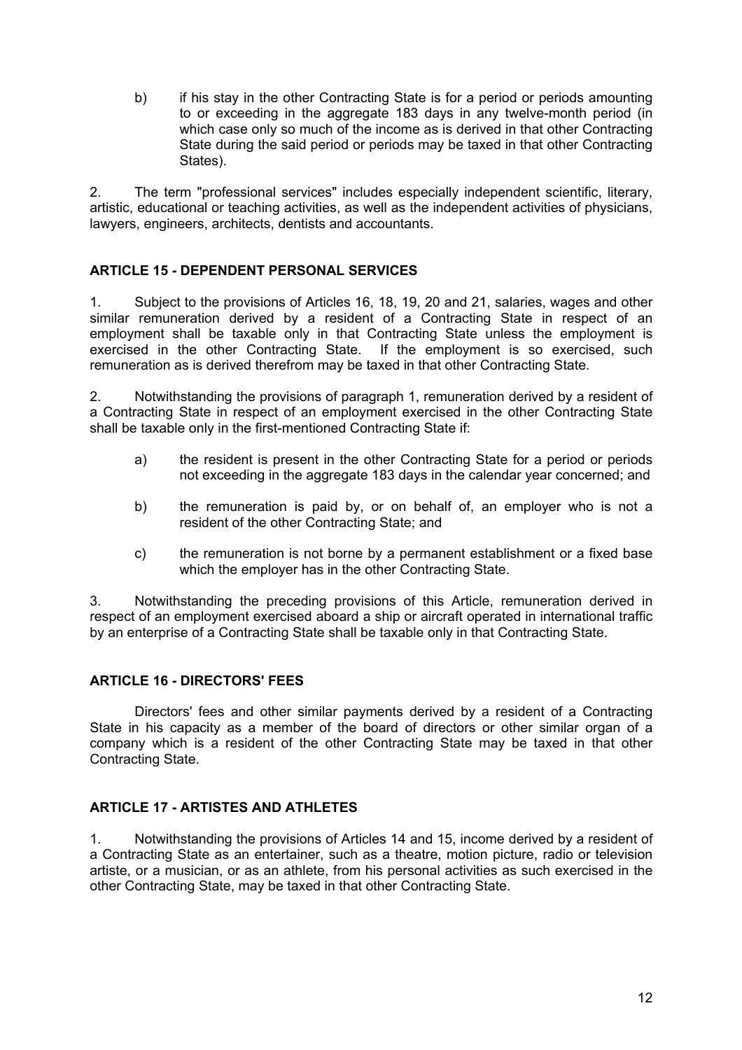b) if his stay in the other Contracting State is for a period or periods amounting to or exceeding in the aggregate 183 days in any twelve-month period (in which case only so much of the income as is derived in that other Contracting State during the said period or periods may be taxed in that other Contracting States).

2. The term "professional services" includes especially independent scientific, literary, artistic, educational or teaching activities, as well as the independent activities of physicians, lawyers, engineers, architects, dentists and accountants.

## ARTICLE 15 - DEPENDENT PERSONAL SERVICES

1. Subject to the provisions of Articles 16, 18, 19, 20 and 21, salaries, wages and other similar remuneration derived by a resident of a Contracting State in respect of an employment shall be taxable only in that Contracting State unless the employment is exercised in the other Contracting State. If the employment is so exercised, such remuneration as is derived therefrom may be taxed in that other Contracting State.

2. Notwithstanding the provisions of paragraph 1, remuneration derived by a resident of a Contracting State in respect of an employment exercised in the other Contracting State shall be taxable only in the first-mentioned Contracting State if:

a) the resident is present in the other Contracting State for a period or periods not exceeding in the aggregate 183 days in the calendar year concerned; and

b) the remuneration is paid by, or on behalf of, an employer who is not a resident of the other Contracting State; and

c) the remuneration is not borne by a permanent establishment or a fixed base which the employer has in the other Contracting State.

3. Notwithstanding the preceding provisions of this Article, remuneration derived in respect of an employment exercised aboard a ship or aircraft operated in international traffic by an enterprise of a Contracting State shall be taxable only in that Contracting State.

## ARTICLE 16 - DIRECTORS' FEES

Directors' fees and other similar payments derived by a resident of a Contracting State in his capacity as a member of the board of directors or other similar organ of a company which is a resident of the other Contracting State may be taxed in that other Contracting State.

## ARTICLE 17 - ARTISTES AND ATHLETES

1. Notwithstanding the provisions of Articles 14 and 15, income derived by a resident of a Contracting State as an entertainer, such as a theatre, motion picture, radio or television artiste, or a musician, or as an athlete, from his personal activities as such exercised in the other Contracting State, may be taxed in that other Contracting State.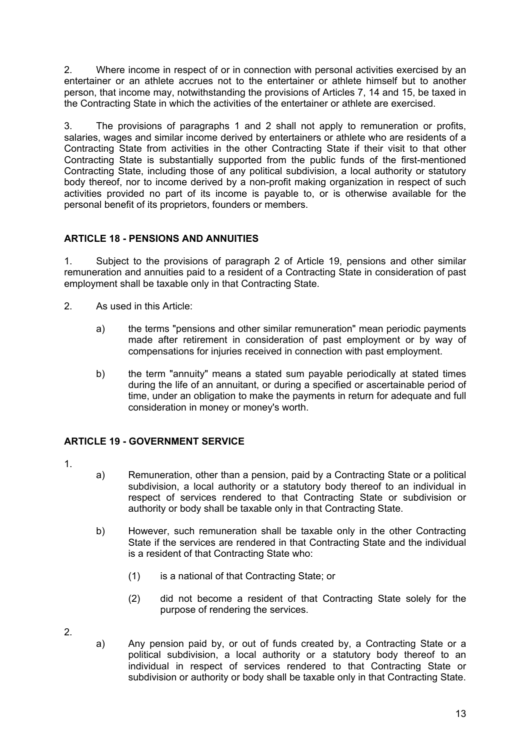2. Where income in respect of or in connection with personal activities exercised by an entertainer or an athlete accrues not to the entertainer or athlete himself but to another person, that income may, notwithstanding the provisions of Articles 7, 14 and 15, be taxed in the Contracting State in which the activities of the entertainer or athlete are exercised.

3. The provisions of paragraphs 1 and 2 shall not apply to remuneration or profits, salaries, wages and similar income derived by entertainers or athlete who are residents of a Contracting State from activities in the other Contracting State if their visit to that other Contracting State is substantially supported from the public funds of the first-mentioned Contracting State, including those of any political subdivision, a local authority or statutory body thereof, nor to income derived by a non-profit making organization in respect of such activities provided no part of its income is payable to, or is otherwise available for the personal benefit of its proprietors, founders or members.

## ARTICLE 18 - PENSIONS AND ANNUITIES

1. Subject to the provisions of paragraph 2 of Article 19, pensions and other similar remuneration and annuities paid to a resident of a Contracting State in consideration of past employment shall be taxable only in that Contracting State.

2. As used in this Article:

   a) the terms "pensions and other similar remuneration" mean periodic payments made after retirement in consideration of past employment or by way of compensations for injuries received in connection with past employment.

   b) the term "annuity" means a stated sum payable periodically at stated times during the life of an annuitant, or during a specified or ascertainable period of time, under an obligation to make the payments in return for adequate and full consideration in money or money's worth.

## ARTICLE 19 - GOVERNMENT SERVICE

1.

   a) Remuneration, other than a pension, paid by a Contracting State or a political subdivision, a local authority or a statutory body thereof to an individual in respect of services rendered to that Contracting State or subdivision or authority or body shall be taxable only in that Contracting State.

   b) However, such remuneration shall be taxable only in the other Contracting State if the services are rendered in that Contracting State and the individual is a resident of that Contracting State who:

      (1) is a national of that Contracting State; or

      (2) did not become a resident of that Contracting State solely for the purpose of rendering the services.

2.

   a) Any pension paid by, or out of funds created by, a Contracting State or a political subdivision, a local authority or a statutory body thereof to an individual in respect of services rendered to that Contracting State or subdivision or authority or body shall be taxable only in that Contracting State.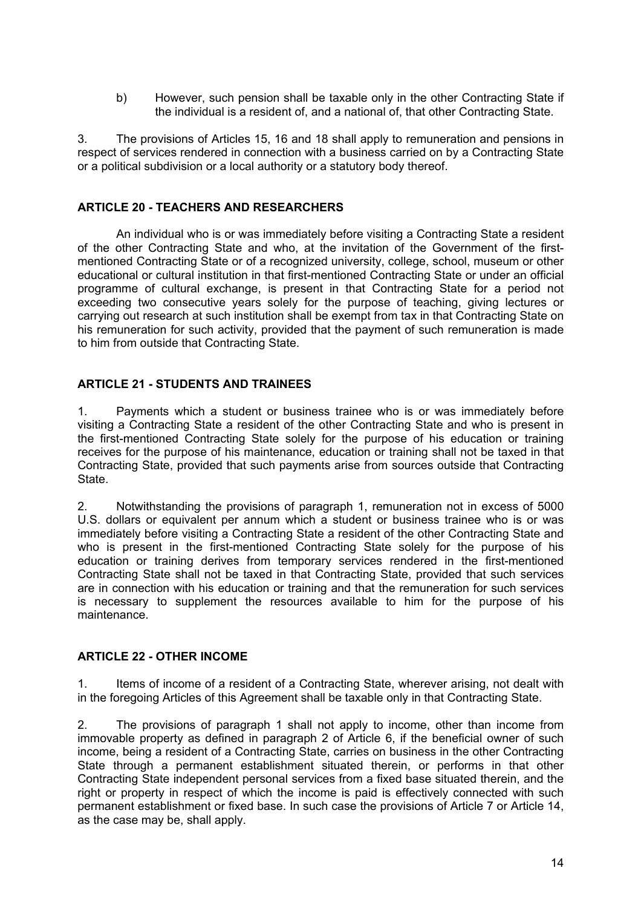b) However, such pension shall be taxable only in the other Contracting State if the individual is a resident of, and a national of, that other Contracting State.

3. The provisions of Articles 15, 16 and 18 shall apply to remuneration and pensions in respect of services rendered in connection with a business carried on by a Contracting State or a political subdivision or a local authority or a statutory body thereof.

## ARTICLE 20 - TEACHERS AND RESEARCHERS

An individual who is or was immediately before visiting a Contracting State a resident of the other Contracting State and who, at the invitation of the Government of the first-mentioned Contracting State or of a recognized university, college, school, museum or other educational or cultural institution in that first-mentioned Contracting State or under an official programme of cultural exchange, is present in that Contracting State for a period not exceeding two consecutive years solely for the purpose of teaching, giving lectures or carrying out research at such institution shall be exempt from tax in that Contracting State on his remuneration for such activity, provided that the payment of such remuneration is made to him from outside that Contracting State.

## ARTICLE 21 - STUDENTS AND TRAINEES

1. Payments which a student or business trainee who is or was immediately before visiting a Contracting State a resident of the other Contracting State and who is present in the first-mentioned Contracting State solely for the purpose of his education or training receives for the purpose of his maintenance, education or training shall not be taxed in that Contracting State, provided that such payments arise from sources outside that Contracting State.

2. Notwithstanding the provisions of paragraph 1, remuneration not in excess of 5000 U.S. dollars or equivalent per annum which a student or business trainee who is or was immediately before visiting a Contracting State a resident of the other Contracting State and who is present in the first-mentioned Contracting State solely for the purpose of his education or training derives from temporary services rendered in the first-mentioned Contracting State shall not be taxed in that Contracting State, provided that such services are in connection with his education or training and that the remuneration for such services is necessary to supplement the resources available to him for the purpose of his maintenance.

## ARTICLE 22 - OTHER INCOME

1. Items of income of a resident of a Contracting State, wherever arising, not dealt with in the foregoing Articles of this Agreement shall be taxable only in that Contracting State.

2. The provisions of paragraph 1 shall not apply to income, other than income from immovable property as defined in paragraph 2 of Article 6, if the beneficial owner of such income, being a resident of a Contracting State, carries on business in the other Contracting State through a permanent establishment situated therein, or performs in that other Contracting State independent personal services from a fixed base situated therein, and the right or property in respect of which the income is paid is effectively connected with such permanent establishment or fixed base. In such case the provisions of Article 7 or Article 14, as the case may be, shall apply.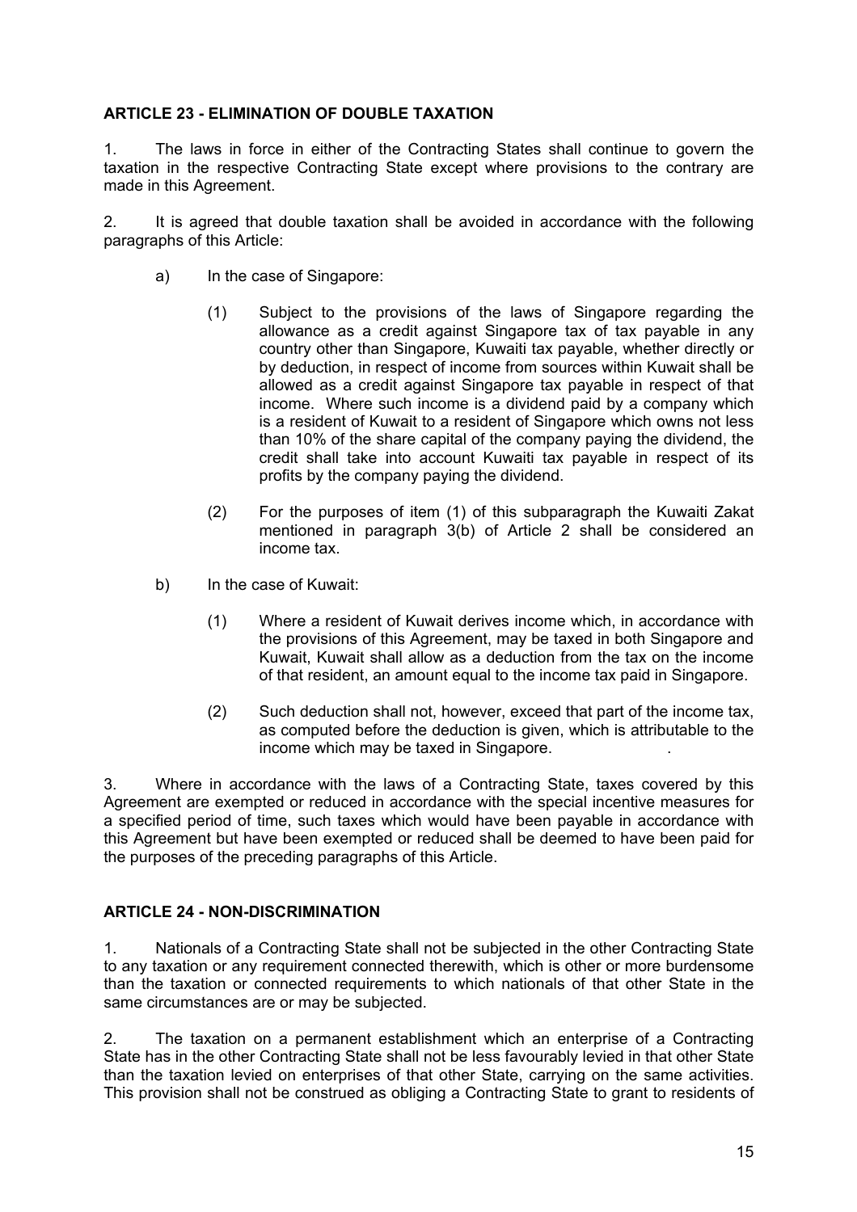**ARTICLE 23 - ELIMINATION OF DOUBLE TAXATION**

1. The laws in force in either of the Contracting States shall continue to govern the taxation in the respective Contracting State except where provisions to the contrary are made in this Agreement.

2. It is agreed that double taxation shall be avoided in accordance with the following paragraphs of this Article:

a) In the case of Singapore:

(1) Subject to the provisions of the laws of Singapore regarding the allowance as a credit against Singapore tax of tax payable in any country other than Singapore, Kuwaiti tax payable, whether directly or by deduction, in respect of income from sources within Kuwait shall be allowed as a credit against Singapore tax payable in respect of that income. Where such income is a dividend paid by a company which is a resident of Kuwait to a resident of Singapore which owns not less than 10% of the share capital of the company paying the dividend, the credit shall take into account Kuwaiti tax payable in respect of its profits by the company paying the dividend.

(2) For the purposes of item (1) of this subparagraph the Kuwaiti Zakat mentioned in paragraph 3(b) of Article 2 shall be considered an income tax.

b) In the case of Kuwait:

(1) Where a resident of Kuwait derives income which, in accordance with the provisions of this Agreement, may be taxed in both Singapore and Kuwait, Kuwait shall allow as a deduction from the tax on the income of that resident, an amount equal to the income tax paid in Singapore.

(2) Such deduction shall not, however, exceed that part of the income tax, as computed before the deduction is given, which is attributable to the income which may be taxed in Singapore.

3. Where in accordance with the laws of a Contracting State, taxes covered by this Agreement are exempted or reduced in accordance with the special incentive measures for a specified period of time, such taxes which would have been payable in accordance with this Agreement but have been exempted or reduced shall be deemed to have been paid for the purposes of the preceding paragraphs of this Article.

**ARTICLE 24 - NON-DISCRIMINATION**

1. Nationals of a Contracting State shall not be subjected in the other Contracting State to any taxation or any requirement connected therewith, which is other or more burdensome than the taxation or connected requirements to which nationals of that other State in the same circumstances are or may be subjected.

2. The taxation on a permanent establishment which an enterprise of a Contracting State has in the other Contracting State shall not be less favourably levied in that other State than the taxation levied on enterprises of that other State, carrying on the same activities. This provision shall not be construed as obliging a Contracting State to grant to residents of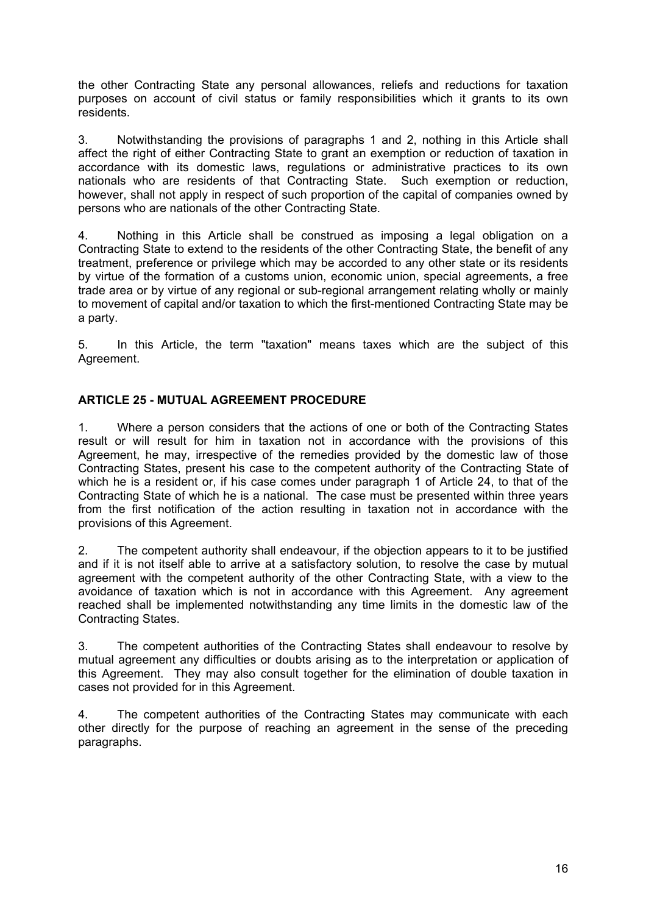the other Contracting State any personal allowances, reliefs and reductions for taxation purposes on account of civil status or family responsibilities which it grants to its own residents.

3. Notwithstanding the provisions of paragraphs 1 and 2, nothing in this Article shall affect the right of either Contracting State to grant an exemption or reduction of taxation in accordance with its domestic laws, regulations or administrative practices to its own nationals who are residents of that Contracting State. Such exemption or reduction, however, shall not apply in respect of such proportion of the capital of companies owned by persons who are nationals of the other Contracting State.

4. Nothing in this Article shall be construed as imposing a legal obligation on a Contracting State to extend to the residents of the other Contracting State, the benefit of any treatment, preference or privilege which may be accorded to any other state or its residents by virtue of the formation of a customs union, economic union, special agreements, a free trade area or by virtue of any regional or sub-regional arrangement relating wholly or mainly to movement of capital and/or taxation to which the first-mentioned Contracting State may be a party.

5. In this Article, the term "taxation" means taxes which are the subject of this Agreement.

## ARTICLE 25 - MUTUAL AGREEMENT PROCEDURE

1. Where a person considers that the actions of one or both of the Contracting States result or will result for him in taxation not in accordance with the provisions of this Agreement, he may, irrespective of the remedies provided by the domestic law of those Contracting States, present his case to the competent authority of the Contracting State of which he is a resident or, if his case comes under paragraph 1 of Article 24, to that of the Contracting State of which he is a national. The case must be presented within three years from the first notification of the action resulting in taxation not in accordance with the provisions of this Agreement.

2. The competent authority shall endeavour, if the objection appears to it to be justified and if it is not itself able to arrive at a satisfactory solution, to resolve the case by mutual agreement with the competent authority of the other Contracting State, with a view to the avoidance of taxation which is not in accordance with this Agreement. Any agreement reached shall be implemented notwithstanding any time limits in the domestic law of the Contracting States.

3. The competent authorities of the Contracting States shall endeavour to resolve by mutual agreement any difficulties or doubts arising as to the interpretation or application of this Agreement. They may also consult together for the elimination of double taxation in cases not provided for in this Agreement.

4. The competent authorities of the Contracting States may communicate with each other directly for the purpose of reaching an agreement in the sense of the preceding paragraphs.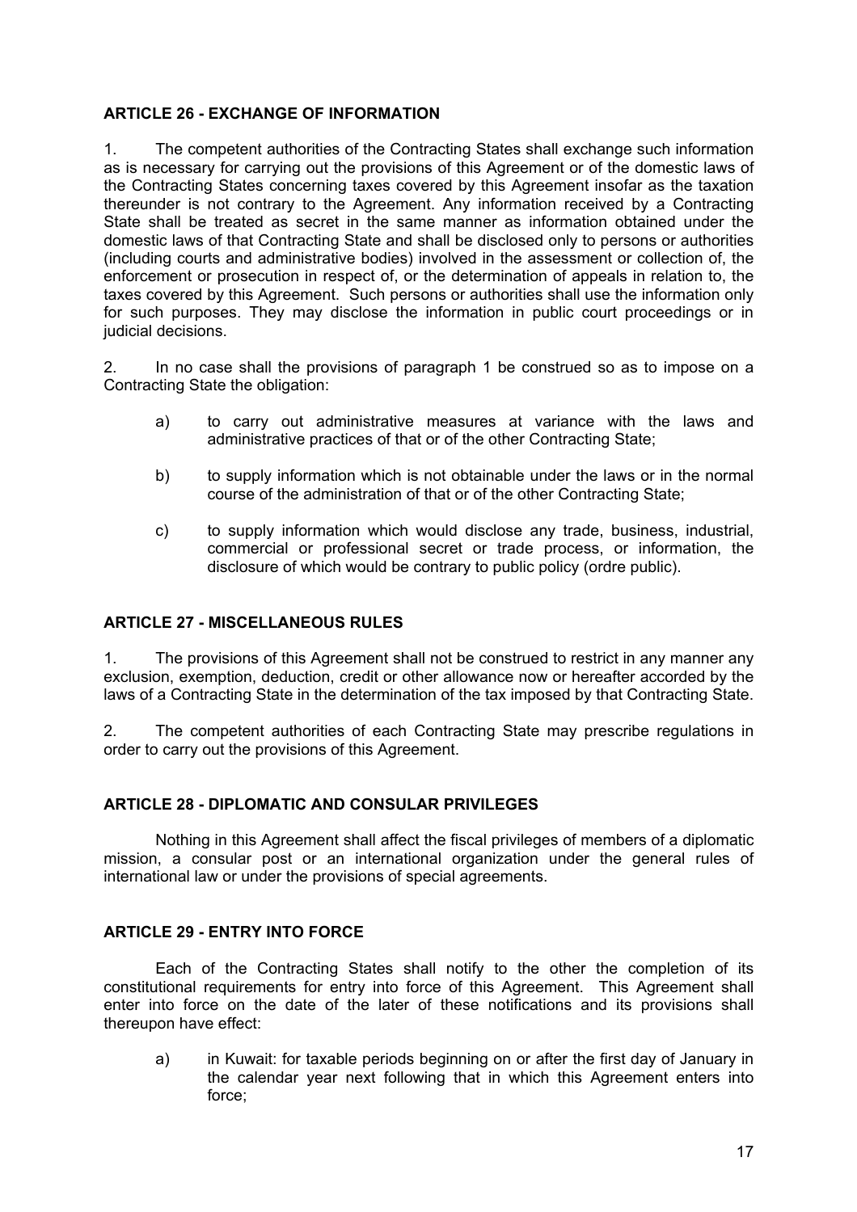### ARTICLE 26 - EXCHANGE OF INFORMATION

1. The competent authorities of the Contracting States shall exchange such information as is necessary for carrying out the provisions of this Agreement or of the domestic laws of the Contracting States concerning taxes covered by this Agreement insofar as the taxation thereunder is not contrary to the Agreement. Any information received by a Contracting State shall be treated as secret in the same manner as information obtained under the domestic laws of that Contracting State and shall be disclosed only to persons or authorities (including courts and administrative bodies) involved in the assessment or collection of, the enforcement or prosecution in respect of, or the determination of appeals in relation to, the taxes covered by this Agreement. Such persons or authorities shall use the information only for such purposes. They may disclose the information in public court proceedings or in judicial decisions.

2. In no case shall the provisions of paragraph 1 be construed so as to impose on a Contracting State the obligation:

a) to carry out administrative measures at variance with the laws and administrative practices of that or of the other Contracting State;

b) to supply information which is not obtainable under the laws or in the normal course of the administration of that or of the other Contracting State;

c) to supply information which would disclose any trade, business, industrial, commercial or professional secret or trade process, or information, the disclosure of which would be contrary to public policy (ordre public).

### ARTICLE 27 - MISCELLANEOUS RULES

1. The provisions of this Agreement shall not be construed to restrict in any manner any exclusion, exemption, deduction, credit or other allowance now or hereafter accorded by the laws of a Contracting State in the determination of the tax imposed by that Contracting State.

2. The competent authorities of each Contracting State may prescribe regulations in order to carry out the provisions of this Agreement.

### ARTICLE 28 - DIPLOMATIC AND CONSULAR PRIVILEGES

Nothing in this Agreement shall affect the fiscal privileges of members of a diplomatic mission, a consular post or an international organization under the general rules of international law or under the provisions of special agreements.

### ARTICLE 29 - ENTRY INTO FORCE

Each of the Contracting States shall notify to the other the completion of its constitutional requirements for entry into force of this Agreement. This Agreement shall enter into force on the date of the later of these notifications and its provisions shall thereupon have effect:

a) in Kuwait: for taxable periods beginning on or after the first day of January in the calendar year next following that in which this Agreement enters into force;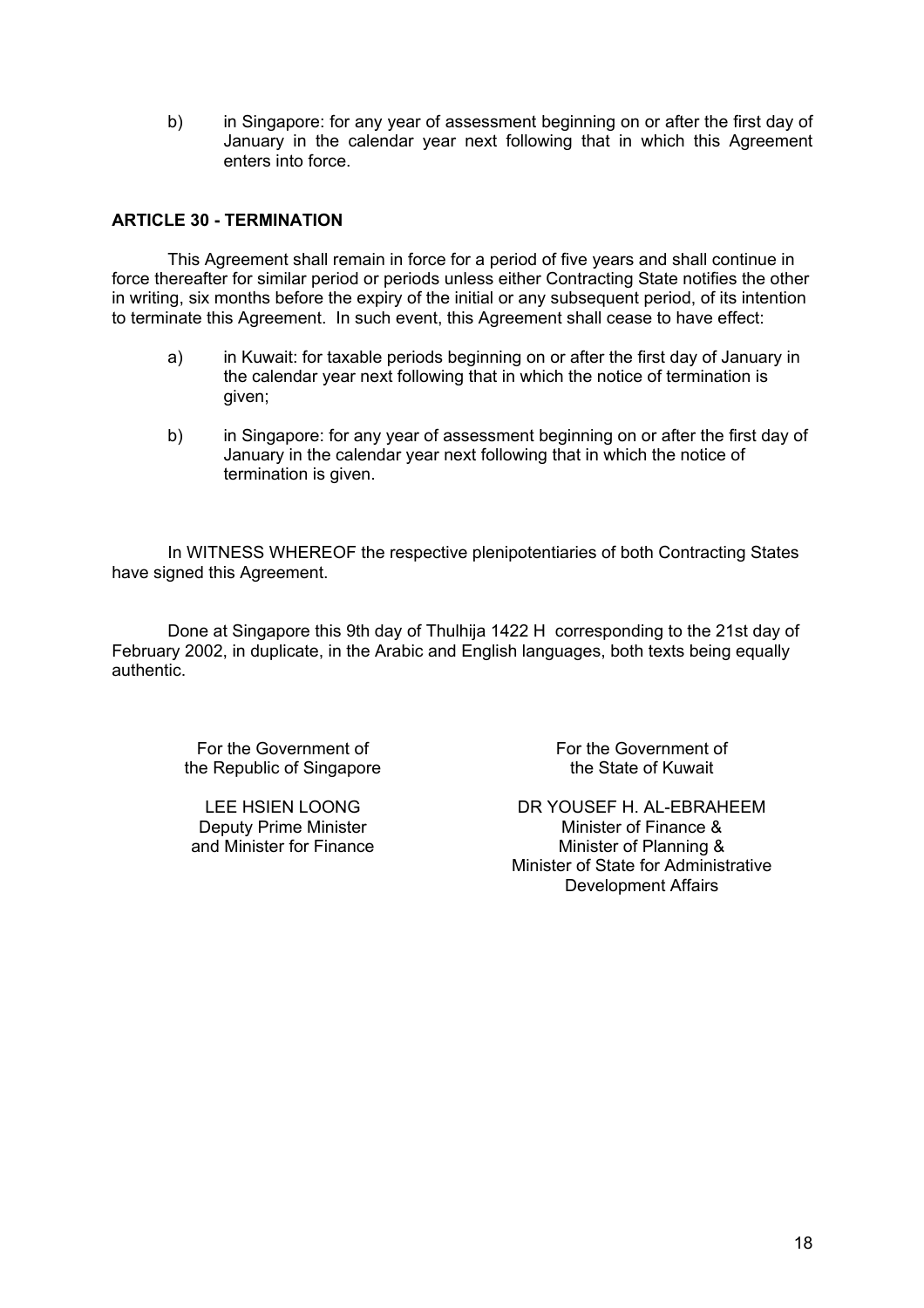b) in Singapore: for any year of assessment beginning on or after the first day of January in the calendar year next following that in which this Agreement enters into force.

**ARTICLE 30 - TERMINATION**

This Agreement shall remain in force for a period of five years and shall continue in force thereafter for similar period or periods unless either Contracting State notifies the other in writing, six months before the expiry of the initial or any subsequent period, of its intention to terminate this Agreement. In such event, this Agreement shall cease to have effect:

a) in Kuwait: for taxable periods beginning on or after the first day of January in the calendar year next following that in which the notice of termination is given;

b) in Singapore: for any year of assessment beginning on or after the first day of January in the calendar year next following that in which the notice of termination is given.

In WITNESS WHEREOF the respective plenipotentiaries of both Contracting States have signed this Agreement.

Done at Singapore this 9th day of Thulhija 1422 H corresponding to the 21st day of February 2002, in duplicate, in the Arabic and English languages, both texts being equally authentic.

For the Government of
the Republic of Singapore

LEE HSIEN LOONG
Deputy Prime Minister
and Minister for Finance

For the Government of
the State of Kuwait

DR YOUSEF H. AL-EBRAHEEM
Minister of Finance &
Minister of Planning &
Minister of State for Administrative
Development Affairs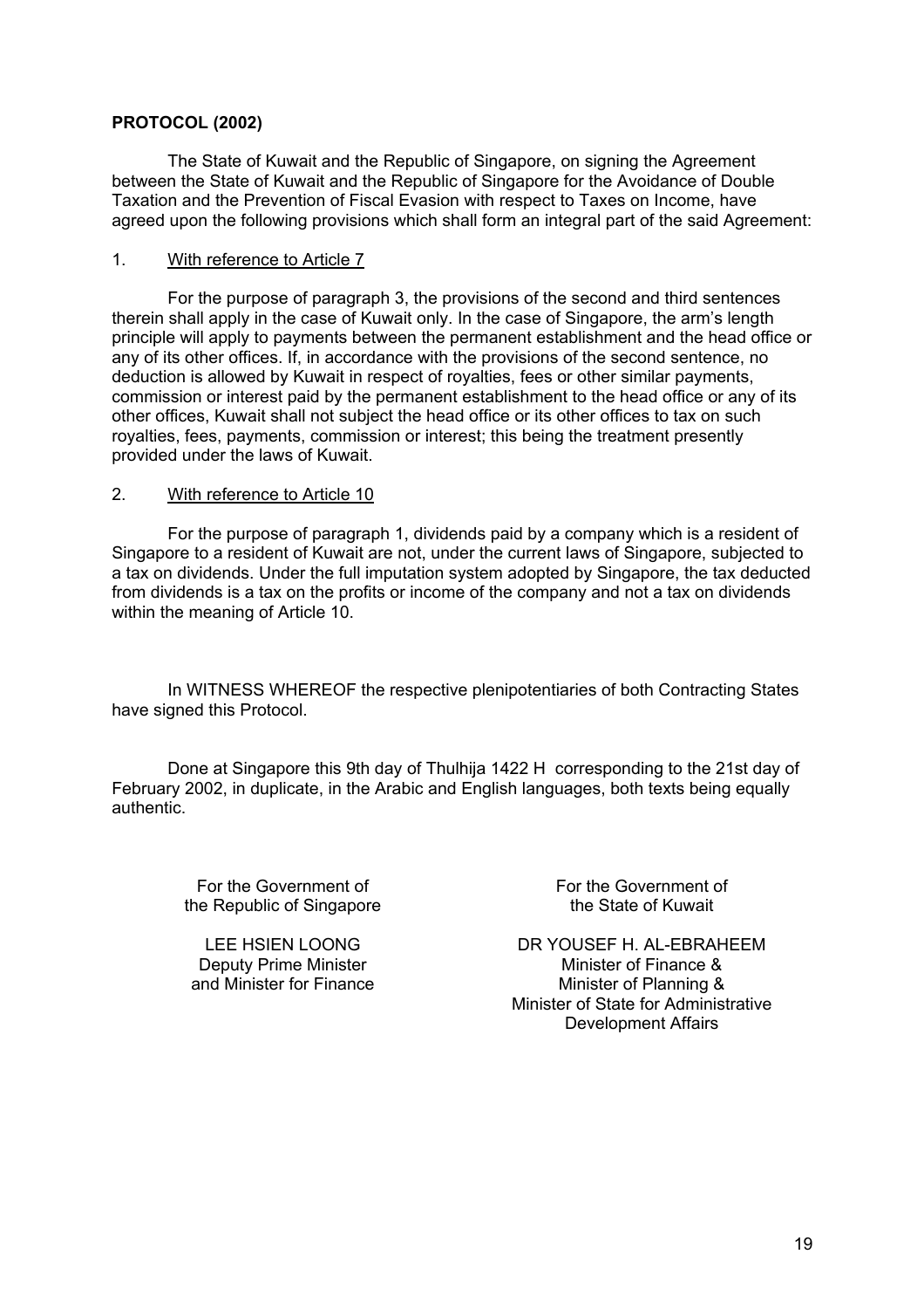**PROTOCOL (2002)**

The State of Kuwait and the Republic of Singapore, on signing the Agreement between the State of Kuwait and the Republic of Singapore for the Avoidance of Double Taxation and the Prevention of Fiscal Evasion with respect to Taxes on Income, have agreed upon the following provisions which shall form an integral part of the said Agreement:

1. With reference to Article 7

For the purpose of paragraph 3, the provisions of the second and third sentences therein shall apply in the case of Kuwait only. In the case of Singapore, the arm's length principle will apply to payments between the permanent establishment and the head office or any of its other offices. If, in accordance with the provisions of the second sentence, no deduction is allowed by Kuwait in respect of royalties, fees or other similar payments, commission or interest paid by the permanent establishment to the head office or any of its other offices, Kuwait shall not subject the head office or its other offices to tax on such royalties, fees, payments, commission or interest; this being the treatment presently provided under the laws of Kuwait.

2. With reference to Article 10

For the purpose of paragraph 1, dividends paid by a company which is a resident of Singapore to a resident of Kuwait are not, under the current laws of Singapore, subjected to a tax on dividends. Under the full imputation system adopted by Singapore, the tax deducted from dividends is a tax on the profits or income of the company and not a tax on dividends within the meaning of Article 10.

In WITNESS WHEREOF the respective plenipotentiaries of both Contracting States have signed this Protocol.

Done at Singapore this 9th day of Thulhija 1422 H corresponding to the 21st day of February 2002, in duplicate, in the Arabic and English languages, both texts being equally authentic.

For the Government of
the Republic of Singapore

LEE HSIEN LOONG
Deputy Prime Minister
and Minister for Finance

For the Government of
the State of Kuwait

DR YOUSEF H. AL-EBRAHEEM
Minister of Finance &
Minister of Planning &
Minister of State for Administrative
Development Affairs